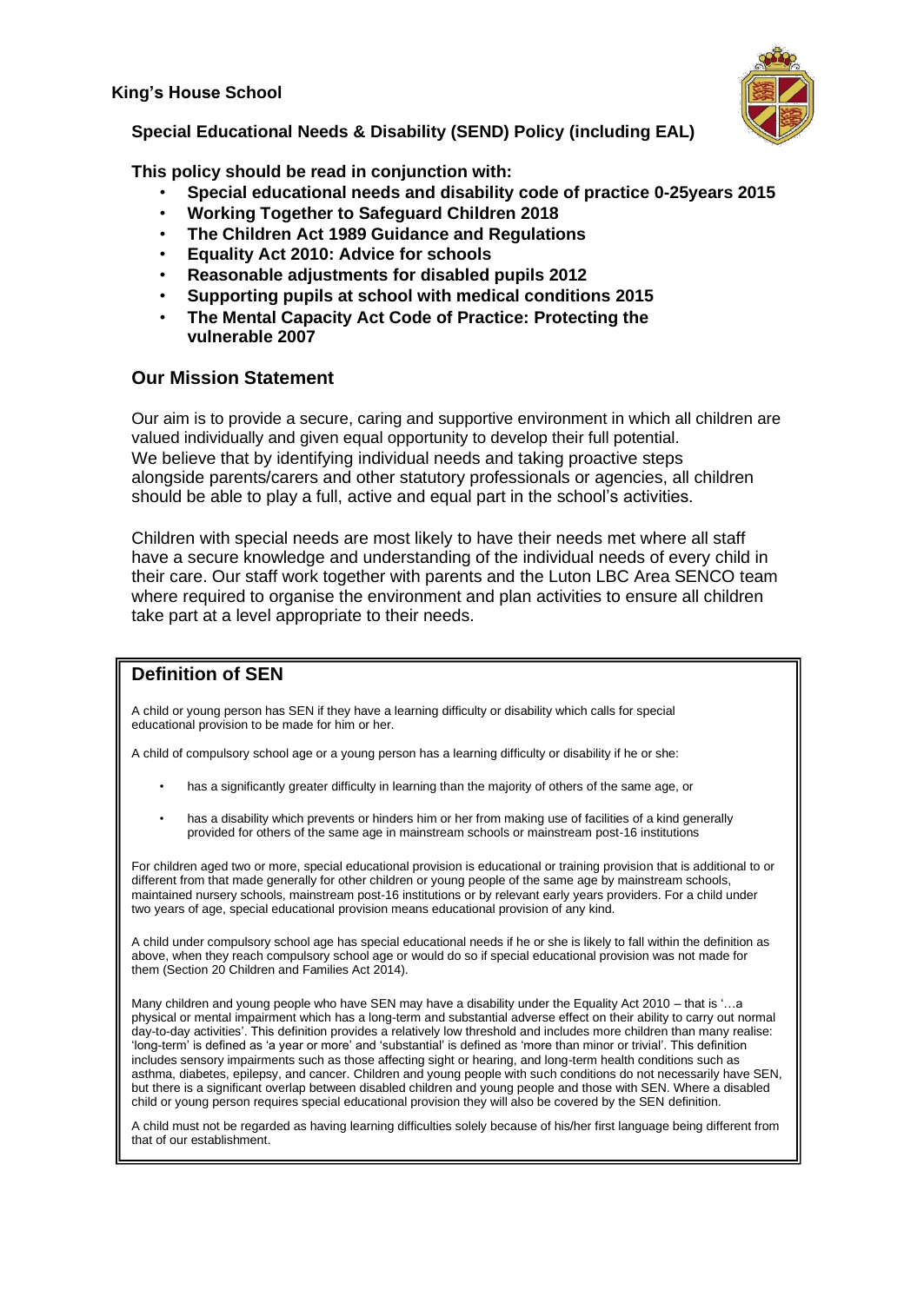**King's House School**

**Special Educational Needs & Disability (SEND) Policy (including EAL)**

**This policy should be read in conjunction with:**

- **Special educational needs and disability code of practice 0-25years 2015**
- **Working Together to Safeguard Children 2018**
- **The Children Act 1989 Guidance and Regulations**
- **Equality Act 2010: Advice for schools**
- **Reasonable adjustments for disabled pupils 2012**
- **Supporting pupils at school with medical conditions 2015**
- **The Mental Capacity Act Code of Practice: Protecting the vulnerable 2007**

## Our Mission Statement

Our aim is to provide a secure, caring and supportive environment in which all children are valued individually and given equal opportunity to develop their full potential. We believe that by identifying individual needs and taking proactive steps alongside parents/carers and other statutory professionals or agencies, all children should be able to play a full, active and equal part in the school's activities.

Children with special needs are most likely to have their needs met where all staff have a secure knowledge and understanding of the individual needs of every child in their care. Our staff work together with parents and the Luton LBC Area SENCO team where required to organise the environment and plan activities to ensure all children take part at a level appropriate to their needs.

## Definition of SEN

A child or young person has SEN if they have a learning difficulty or disability which calls for special educational provision to be made for him or her.

A child of compulsory school age or a young person has a learning difficulty or disability if he or she:

- has a significantly greater difficulty in learning than the majority of others of the same age, or
- has a disability which prevents or hinders him or her from making use of facilities of a kind generally provided for others of the same age in mainstream schools or mainstream post-16 institutions

For children aged two or more, special educational provision is educational or training provision that is additional to or different from that made generally for other children or young people of the same age by mainstream schools, maintained nursery schools, mainstream post-16 institutions or by relevant early years providers. For a child under two years of age, special educational provision means educational provision of any kind.

A child under compulsory school age has special educational needs if he or she is likely to fall within the definition as above, when they reach compulsory school age or would do so if special educational provision was not made for them (Section 20 Children and Families Act 2014).

Many children and young people who have SEN may have a disability under the Equality Act 2010 – that is '…a physical or mental impairment which has a long-term and substantial adverse effect on their ability to carry out normal day-to-day activities'. This definition provides a relatively low threshold and includes more children than many realise: 'long-term' is defined as 'a year or more' and 'substantial' is defined as 'more than minor or trivial'. This definition includes sensory impairments such as those affecting sight or hearing, and long-term health conditions such as asthma, diabetes, epilepsy, and cancer. Children and young people with such conditions do not necessarily have SEN, but there is a significant overlap between disabled children and young people and those with SEN. Where a disabled child or young person requires special educational provision they will also be covered by the SEN definition.

A child must not be regarded as having learning difficulties solely because of his/her first language being different from that of our establishment.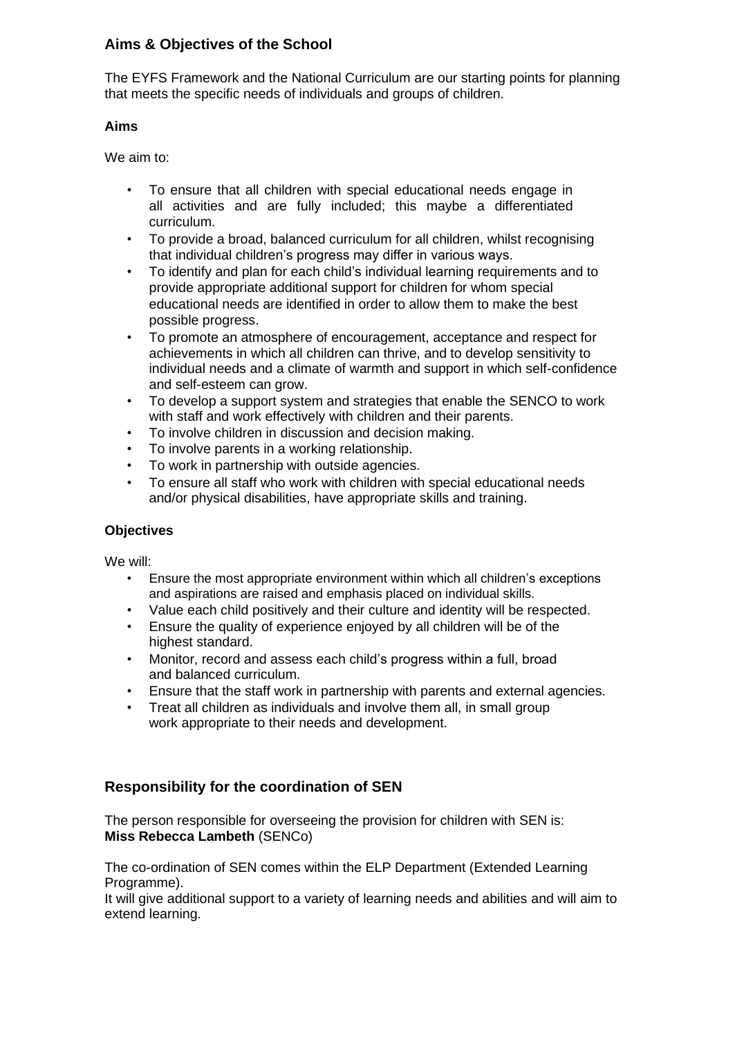## Aims & Objectives of the School

The EYFS Framework and the National Curriculum are our starting points for planning that meets the specific needs of individuals and groups of children.

### Aims

We aim to:

- To ensure that all children with special educational needs engage in all activities and are fully included; this maybe a differentiated curriculum.
- To provide a broad, balanced curriculum for all children, whilst recognising that individual children's progress may differ in various ways.
- To identify and plan for each child's individual learning requirements and to provide appropriate additional support for children for whom special educational needs are identified in order to allow them to make the best possible progress.
- To promote an atmosphere of encouragement, acceptance and respect for achievements in which all children can thrive, and to develop sensitivity to individual needs and a climate of warmth and support in which self-confidence and self-esteem can grow.
- To develop a support system and strategies that enable the SENCO to work with staff and work effectively with children and their parents.
- To involve children in discussion and decision making.
- To involve parents in a working relationship.
- To work in partnership with outside agencies.
- To ensure all staff who work with children with special educational needs and/or physical disabilities, have appropriate skills and training.

### Objectives

We will:

- Ensure the most appropriate environment within which all children's exceptions and aspirations are raised and emphasis placed on individual skills.
- Value each child positively and their culture and identity will be respected.
- Ensure the quality of experience enjoyed by all children will be of the highest standard.
- Monitor, record and assess each child's progress within a full, broad and balanced curriculum.
- Ensure that the staff work in partnership with parents and external agencies.
- Treat all children as individuals and involve them all, in small group work appropriate to their needs and development.

## Responsibility for the coordination of SEN

The person responsible for overseeing the provision for children with SEN is:
**Miss Rebecca Lambeth** (SENCo)

The co-ordination of SEN comes within the ELP Department (Extended Learning Programme).
It will give additional support to a variety of learning needs and abilities and will aim to extend learning.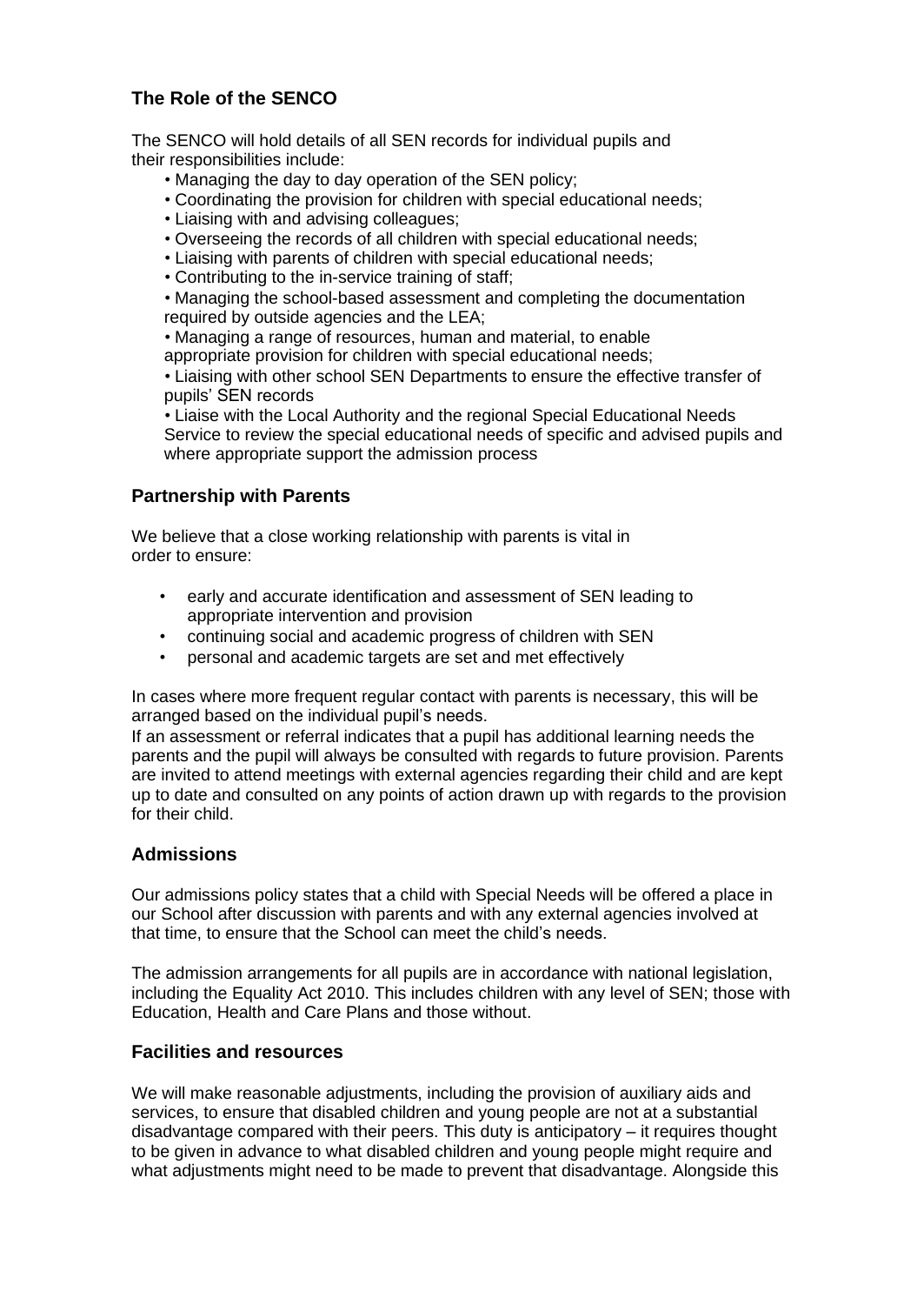## The Role of the SENCO

The SENCO will hold details of all SEN records for individual pupils and their responsibilities include:

- Managing the day to day operation of the SEN policy;
- Coordinating the provision for children with special educational needs;
- Liaising with and advising colleagues;
- Overseeing the records of all children with special educational needs;
- Liaising with parents of children with special educational needs;
- Contributing to the in-service training of staff;
- Managing the school-based assessment and completing the documentation required by outside agencies and the LEA;
- Managing a range of resources, human and material, to enable appropriate provision for children with special educational needs;
- Liaising with other school SEN Departments to ensure the effective transfer of pupils' SEN records
- Liaise with the Local Authority and the regional Special Educational Needs Service to review the special educational needs of specific and advised pupils and where appropriate support the admission process

## Partnership with Parents

We believe that a close working relationship with parents is vital in order to ensure:

- early and accurate identification and assessment of SEN leading to appropriate intervention and provision
- continuing social and academic progress of children with SEN
- personal and academic targets are set and met effectively

In cases where more frequent regular contact with parents is necessary, this will be arranged based on the individual pupil's needs.
If an assessment or referral indicates that a pupil has additional learning needs the parents and the pupil will always be consulted with regards to future provision. Parents are invited to attend meetings with external agencies regarding their child and are kept up to date and consulted on any points of action drawn up with regards to the provision for their child.

## Admissions

Our admissions policy states that a child with Special Needs will be offered a place in our School after discussion with parents and with any external agencies involved at that time, to ensure that the School can meet the child's needs.

The admission arrangements for all pupils are in accordance with national legislation, including the Equality Act 2010. This includes children with any level of SEN; those with Education, Health and Care Plans and those without.

## Facilities and resources

We will make reasonable adjustments, including the provision of auxiliary aids and services, to ensure that disabled children and young people are not at a substantial disadvantage compared with their peers. This duty is anticipatory – it requires thought to be given in advance to what disabled children and young people might require and what adjustments might need to be made to prevent that disadvantage. Alongside this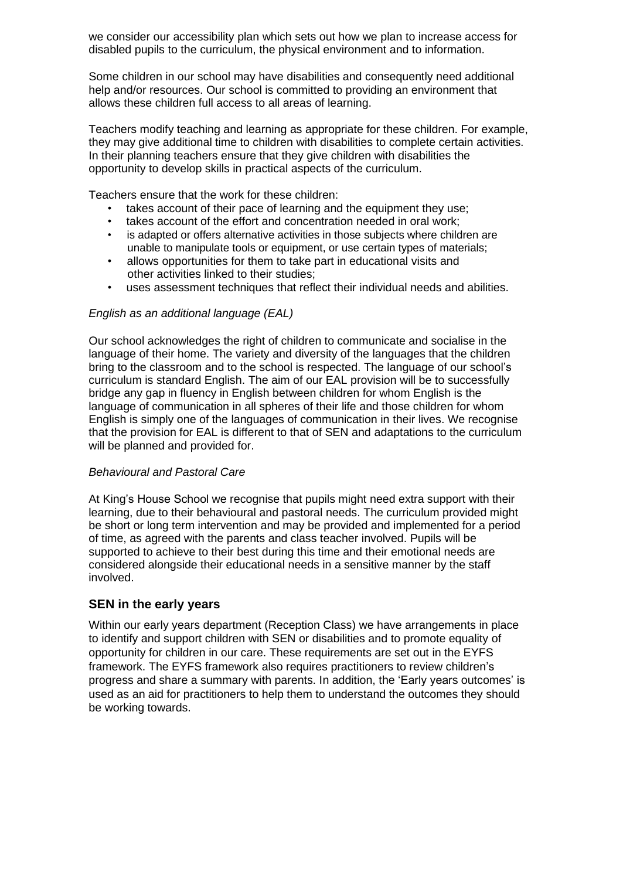we consider our accessibility plan which sets out how we plan to increase access for disabled pupils to the curriculum, the physical environment and to information.

Some children in our school may have disabilities and consequently need additional help and/or resources. Our school is committed to providing an environment that allows these children full access to all areas of learning.

Teachers modify teaching and learning as appropriate for these children. For example, they may give additional time to children with disabilities to complete certain activities. In their planning teachers ensure that they give children with disabilities the opportunity to develop skills in practical aspects of the curriculum.

Teachers ensure that the work for these children:

- takes account of their pace of learning and the equipment they use;
- takes account of the effort and concentration needed in oral work;
- is adapted or offers alternative activities in those subjects where children are unable to manipulate tools or equipment, or use certain types of materials;
- allows opportunities for them to take part in educational visits and other activities linked to their studies;
- uses assessment techniques that reflect their individual needs and abilities.

*English as an additional language (EAL)*

Our school acknowledges the right of children to communicate and socialise in the language of their home. The variety and diversity of the languages that the children bring to the classroom and to the school is respected. The language of our school's curriculum is standard English. The aim of our EAL provision will be to successfully bridge any gap in fluency in English between children for whom English is the language of communication in all spheres of their life and those children for whom English is simply one of the languages of communication in their lives. We recognise that the provision for EAL is different to that of SEN and adaptations to the curriculum will be planned and provided for.

*Behavioural and Pastoral Care*

At King's House School we recognise that pupils might need extra support with their learning, due to their behavioural and pastoral needs. The curriculum provided might be short or long term intervention and may be provided and implemented for a period of time, as agreed with the parents and class teacher involved. Pupils will be supported to achieve to their best during this time and their emotional needs are considered alongside their educational needs in a sensitive manner by the staff involved.

## SEN in the early years

Within our early years department (Reception Class) we have arrangements in place to identify and support children with SEN or disabilities and to promote equality of opportunity for children in our care. These requirements are set out in the EYFS framework. The EYFS framework also requires practitioners to review children's progress and share a summary with parents. In addition, the 'Early years outcomes' is used as an aid for practitioners to help them to understand the outcomes they should be working towards.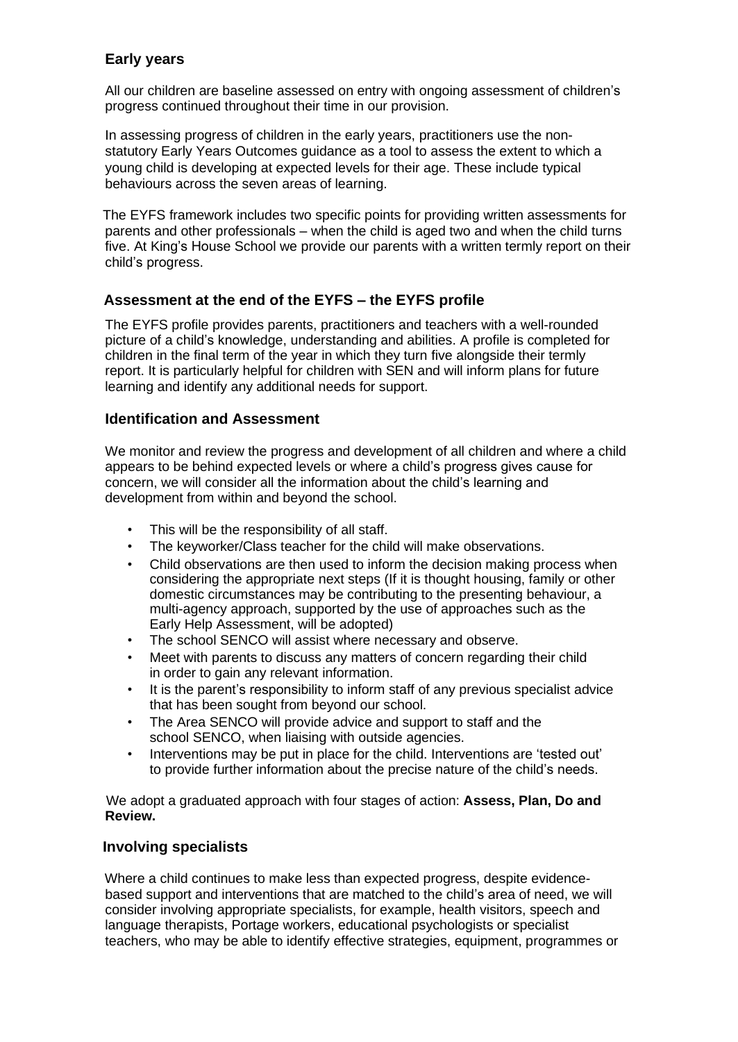## Early years

All our children are baseline assessed on entry with ongoing assessment of children's progress continued throughout their time in our provision.

In assessing progress of children in the early years, practitioners use the non-statutory Early Years Outcomes guidance as a tool to assess the extent to which a young child is developing at expected levels for their age. These include typical behaviours across the seven areas of learning.

The EYFS framework includes two specific points for providing written assessments for parents and other professionals – when the child is aged two and when the child turns five. At King's House School we provide our parents with a written termly report on their child's progress.

## Assessment at the end of the EYFS – the EYFS profile

The EYFS profile provides parents, practitioners and teachers with a well-rounded picture of a child's knowledge, understanding and abilities. A profile is completed for children in the final term of the year in which they turn five alongside their termly report. It is particularly helpful for children with SEN and will inform plans for future learning and identify any additional needs for support.

## Identification and Assessment

We monitor and review the progress and development of all children and where a child appears to be behind expected levels or where a child's progress gives cause for concern, we will consider all the information about the child's learning and development from within and beyond the school.

- This will be the responsibility of all staff.
- The keyworker/Class teacher for the child will make observations.
- Child observations are then used to inform the decision making process when considering the appropriate next steps (If it is thought housing, family or other domestic circumstances may be contributing to the presenting behaviour, a multi-agency approach, supported by the use of approaches such as the Early Help Assessment, will be adopted)
- The school SENCO will assist where necessary and observe.
- Meet with parents to discuss any matters of concern regarding their child in order to gain any relevant information.
- It is the parent's responsibility to inform staff of any previous specialist advice that has been sought from beyond our school.
- The Area SENCO will provide advice and support to staff and the school SENCO, when liaising with outside agencies.
- Interventions may be put in place for the child. Interventions are 'tested out' to provide further information about the precise nature of the child's needs.

We adopt a graduated approach with four stages of action: **Assess, Plan, Do and Review.**

## Involving specialists

Where a child continues to make less than expected progress, despite evidence-based support and interventions that are matched to the child's area of need, we will consider involving appropriate specialists, for example, health visitors, speech and language therapists, Portage workers, educational psychologists or specialist teachers, who may be able to identify effective strategies, equipment, programmes or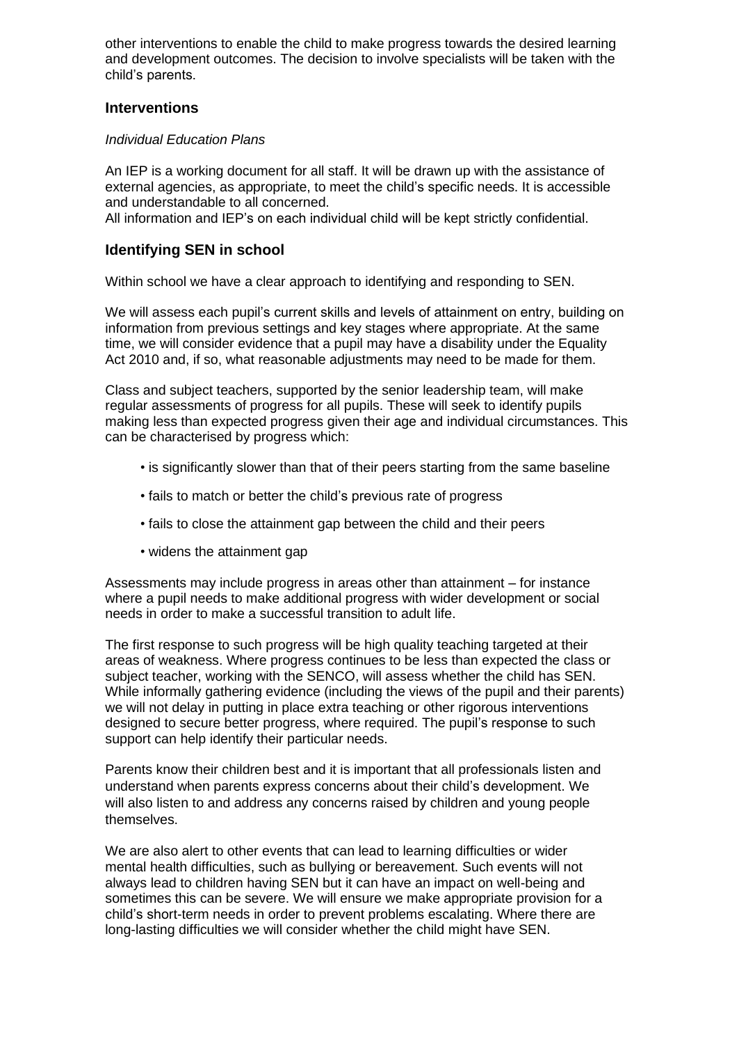other interventions to enable the child to make progress towards the desired learning and development outcomes. The decision to involve specialists will be taken with the child's parents.

## Interventions

*Individual Education Plans*

An IEP is a working document for all staff. It will be drawn up with the assistance of external agencies, as appropriate, to meet the child's specific needs. It is accessible and understandable to all concerned.
All information and IEP's on each individual child will be kept strictly confidential.

## Identifying SEN in school

Within school we have a clear approach to identifying and responding to SEN.

We will assess each pupil's current skills and levels of attainment on entry, building on information from previous settings and key stages where appropriate. At the same time, we will consider evidence that a pupil may have a disability under the Equality Act 2010 and, if so, what reasonable adjustments may need to be made for them.

Class and subject teachers, supported by the senior leadership team, will make regular assessments of progress for all pupils. These will seek to identify pupils making less than expected progress given their age and individual circumstances. This can be characterised by progress which:

- is significantly slower than that of their peers starting from the same baseline
- fails to match or better the child's previous rate of progress
- fails to close the attainment gap between the child and their peers
- widens the attainment gap

Assessments may include progress in areas other than attainment – for instance where a pupil needs to make additional progress with wider development or social needs in order to make a successful transition to adult life.

The first response to such progress will be high quality teaching targeted at their areas of weakness. Where progress continues to be less than expected the class or subject teacher, working with the SENCO, will assess whether the child has SEN. While informally gathering evidence (including the views of the pupil and their parents) we will not delay in putting in place extra teaching or other rigorous interventions designed to secure better progress, where required. The pupil's response to such support can help identify their particular needs.

Parents know their children best and it is important that all professionals listen and understand when parents express concerns about their child's development. We will also listen to and address any concerns raised by children and young people themselves.

We are also alert to other events that can lead to learning difficulties or wider mental health difficulties, such as bullying or bereavement. Such events will not always lead to children having SEN but it can have an impact on well-being and sometimes this can be severe. We will ensure we make appropriate provision for a child's short-term needs in order to prevent problems escalating. Where there are long-lasting difficulties we will consider whether the child might have SEN.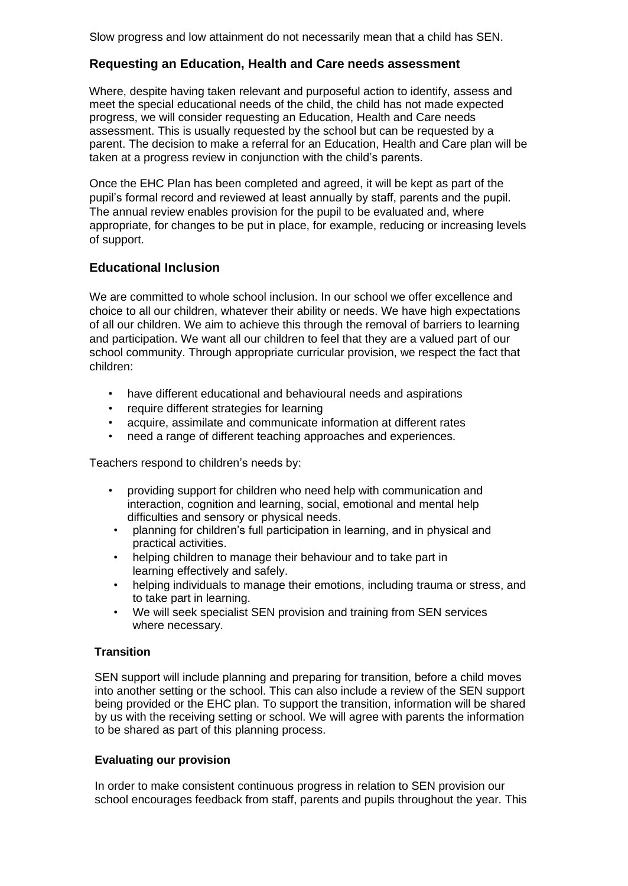Slow progress and low attainment do not necessarily mean that a child has SEN.

## Requesting an Education, Health and Care needs assessment

Where, despite having taken relevant and purposeful action to identify, assess and meet the special educational needs of the child, the child has not made expected progress, we will consider requesting an Education, Health and Care needs assessment. This is usually requested by the school but can be requested by a parent. The decision to make a referral for an Education, Health and Care plan will be taken at a progress review in conjunction with the child's parents.

Once the EHC Plan has been completed and agreed, it will be kept as part of the pupil's formal record and reviewed at least annually by staff, parents and the pupil. The annual review enables provision for the pupil to be evaluated and, where appropriate, for changes to be put in place, for example, reducing or increasing levels of support.

## Educational Inclusion

We are committed to whole school inclusion. In our school we offer excellence and choice to all our children, whatever their ability or needs. We have high expectations of all our children. We aim to achieve this through the removal of barriers to learning and participation. We want all our children to feel that they are a valued part of our school community. Through appropriate curricular provision, we respect the fact that children:

- have different educational and behavioural needs and aspirations
- require different strategies for learning
- acquire, assimilate and communicate information at different rates
- need a range of different teaching approaches and experiences.

Teachers respond to children's needs by:

- providing support for children who need help with communication and interaction, cognition and learning, social, emotional and mental help difficulties and sensory or physical needs.
- planning for children's full participation in learning, and in physical and practical activities.
- helping children to manage their behaviour and to take part in learning effectively and safely.
- helping individuals to manage their emotions, including trauma or stress, and to take part in learning.
- We will seek specialist SEN provision and training from SEN services where necessary.

### Transition

SEN support will include planning and preparing for transition, before a child moves into another setting or the school. This can also include a review of the SEN support being provided or the EHC plan. To support the transition, information will be shared by us with the receiving setting or school. We will agree with parents the information to be shared as part of this planning process.

### Evaluating our provision

In order to make consistent continuous progress in relation to SEN provision our school encourages feedback from staff, parents and pupils throughout the year. This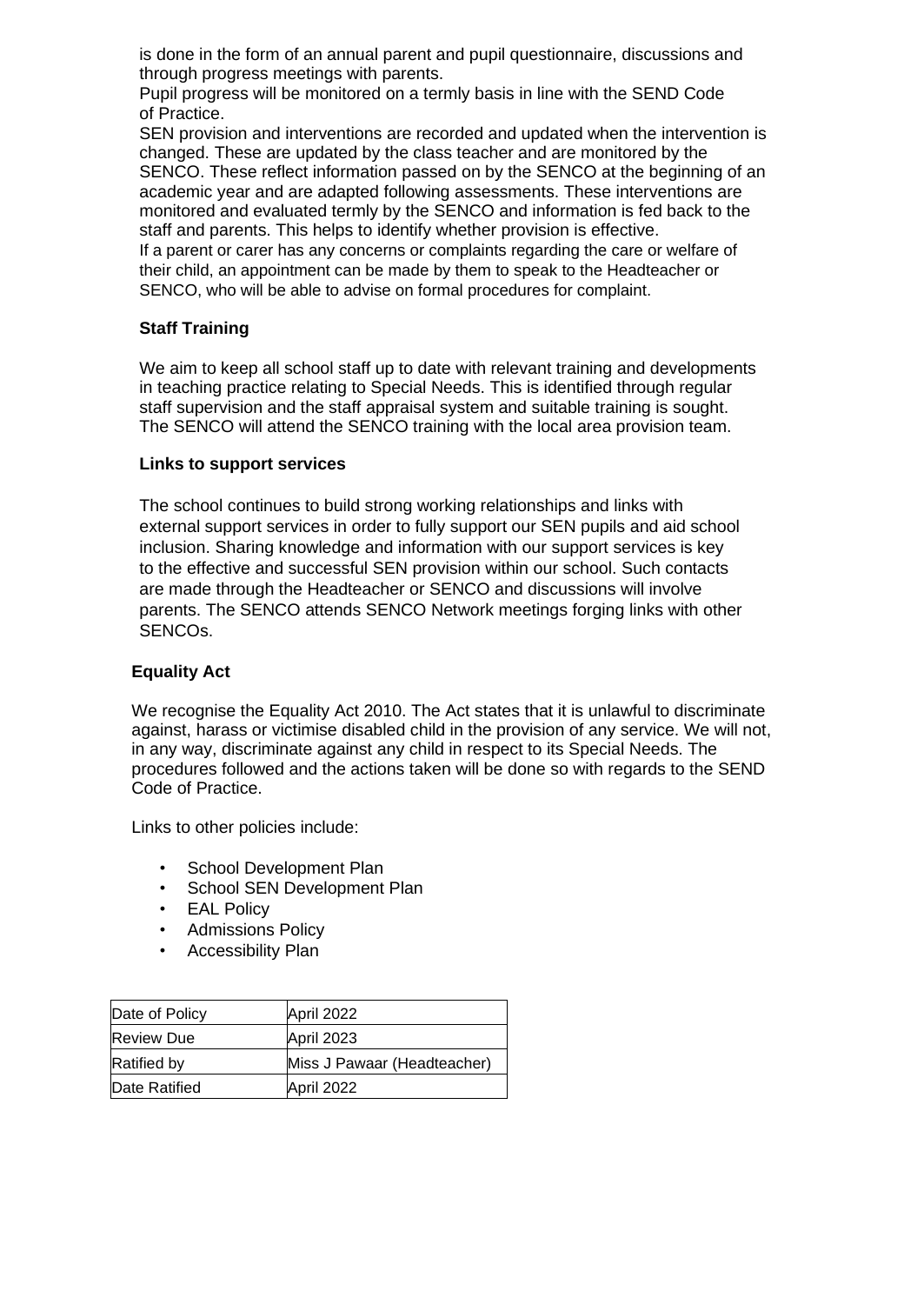is done in the form of an annual parent and pupil questionnaire, discussions and through progress meetings with parents.

Pupil progress will be monitored on a termly basis in line with the SEND Code of Practice.

SEN provision and interventions are recorded and updated when the intervention is changed. These are updated by the class teacher and are monitored by the SENCO. These reflect information passed on by the SENCO at the beginning of an academic year and are adapted following assessments. These interventions are monitored and evaluated termly by the SENCO and information is fed back to the staff and parents. This helps to identify whether provision is effective.

If a parent or carer has any concerns or complaints regarding the care or welfare of their child, an appointment can be made by them to speak to the Headteacher or SENCO, who will be able to advise on formal procedures for complaint.

**Staff Training**

We aim to keep all school staff up to date with relevant training and developments in teaching practice relating to Special Needs. This is identified through regular staff supervision and the staff appraisal system and suitable training is sought. The SENCO will attend the SENCO training with the local area provision team.

**Links to support services**

The school continues to build strong working relationships and links with external support services in order to fully support our SEN pupils and aid school inclusion. Sharing knowledge and information with our support services is key to the effective and successful SEN provision within our school. Such contacts are made through the Headteacher or SENCO and discussions will involve parents. The SENCO attends SENCO Network meetings forging links with other SENCOs.

**Equality Act**

We recognise the Equality Act 2010. The Act states that it is unlawful to discriminate against, harass or victimise disabled child in the provision of any service. We will not, in any way, discriminate against any child in respect to its Special Needs. The procedures followed and the actions taken will be done so with regards to the SEND Code of Practice.

Links to other policies include:

- School Development Plan
- School SEN Development Plan
- EAL Policy
- Admissions Policy
- Accessibility Plan

| | |
|---|---|
| Date of Policy | April 2022 |
| Review Due | April 2023 |
| Ratified by | Miss J Pawaar (Headteacher) |
| Date Ratified | April 2022 |